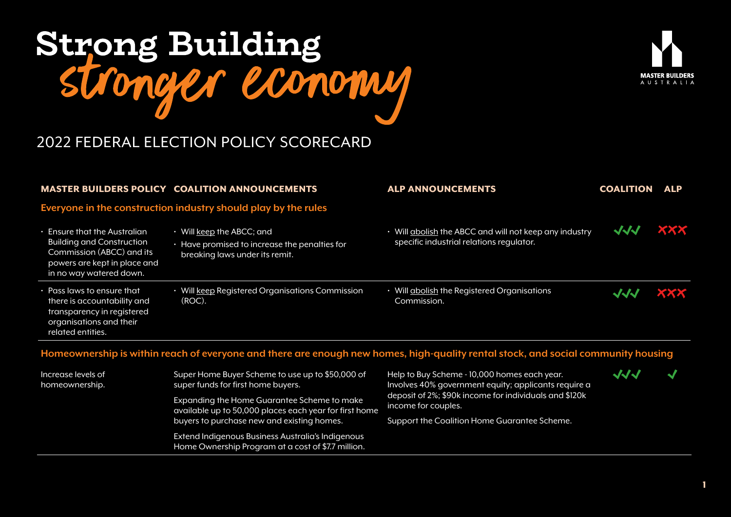# Strong Building
## stronger economy

MASTER BUILDERS AUSTRALIA

## 2022 FEDERAL ELECTION POLICY SCORECARD

| MASTER BUILDERS POLICY | COALITION ANNOUNCEMENTS | ALP ANNOUNCEMENTS | COALITION | ALP |
|---|---|---|---|---|
| **Everyone in the construction industry should play by the rules** | | | | |
| • Ensure that the Australian Building and Construction Commission (ABCC) and its powers are kept in place and in no way watered down. | • Will keep the ABCC; and<br>• Have promised to increase the penalties for breaking laws under its remit. | • Will abolish the ABCC and will not keep any industry specific industrial relations regulator. | ✓✓✓ | ✗✗✗ |
| • Pass laws to ensure that there is accountability and transparency in registered organisations and their related entities. | • Will keep Registered Organisations Commission (ROC). | • Will abolish the Registered Organisations Commission. | ✓✓✓ | ✗✗✗ |
| **Homeownership is within reach of everyone and there are enough new homes, high-quality rental stock, and social community housing** | | | | |
| Increase levels of homeownership. | Super Home Buyer Scheme to use up to $50,000 of super funds for first home buyers.<br><br>Expanding the Home Guarantee Scheme to make available up to 50,000 places each year for first home buyers to purchase new and existing homes.<br><br>Extend Indigenous Business Australia's Indigenous Home Ownership Program at a cost of $7.7 million. | Help to Buy Scheme - 10,000 homes each year. Involves 40% government equity; applicants require a deposit of 2%; $90k income for individuals and $120k income for couples.<br><br>Support the Coalition Home Guarantee Scheme. | ✓✓✓ | ✓ |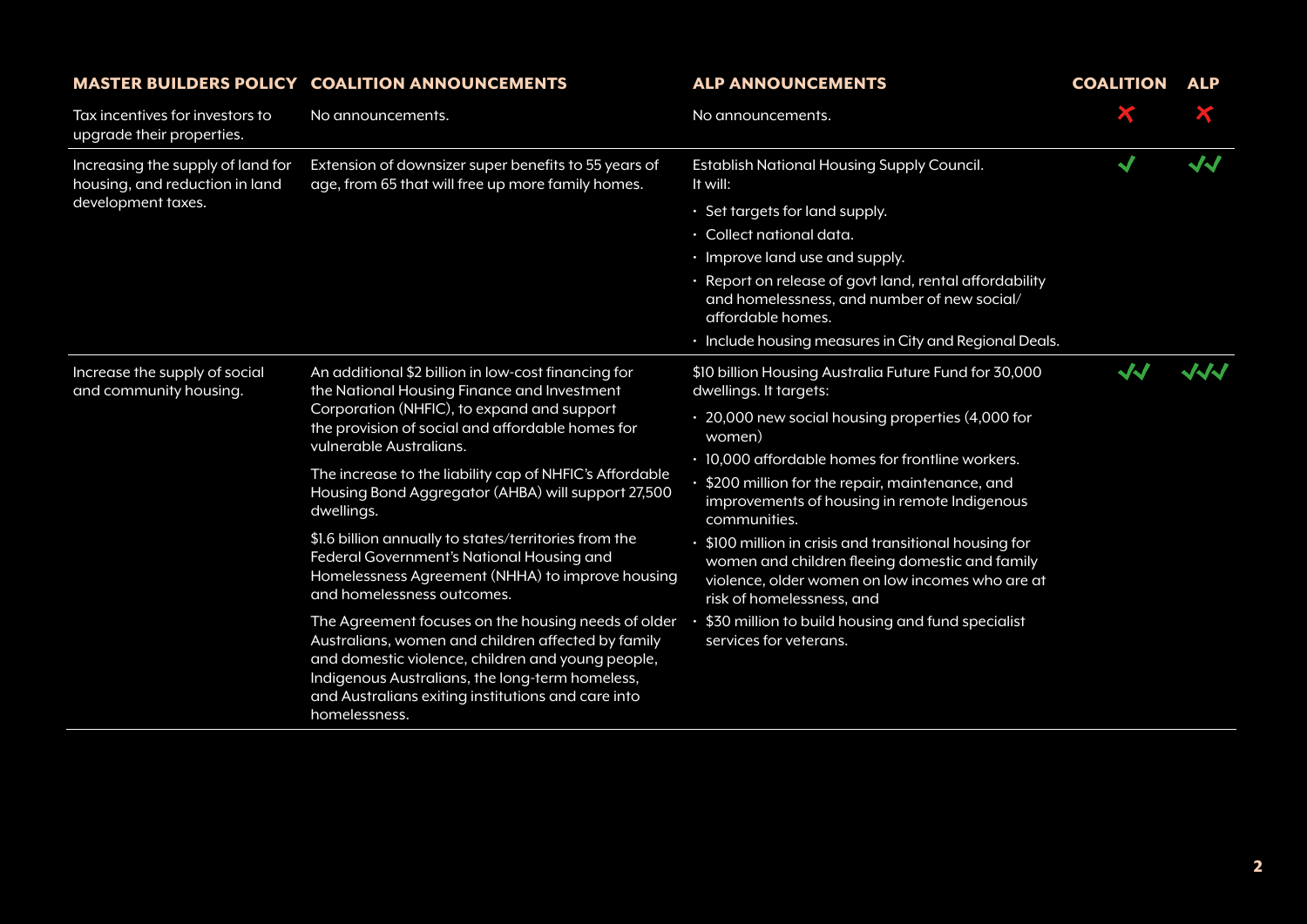| MASTER BUILDERS POLICY | COALITION ANNOUNCEMENTS | ALP ANNOUNCEMENTS | COALITION | ALP |
|---|---|---|---|---|
| Tax incentives for investors to upgrade their properties. | No announcements. | No announcements. | ✗ | ✗ |
| Increasing the supply of land for housing, and reduction in land development taxes. | Extension of downsizer super benefits to 55 years of age, from 65 that will free up more family homes. | Establish National Housing Supply Council. It will:<br>• Set targets for land supply.<br>• Collect national data.<br>• Improve land use and supply.<br>• Report on release of govt land, rental affordability and homelessness, and number of new social/affordable homes.<br>• Include housing measures in City and Regional Deals. | ✓ | ✓✓ |
| Increase the supply of social and community housing. | An additional $2 billion in low-cost financing for the National Housing Finance and Investment Corporation (NHFIC), to expand and support the provision of social and affordable homes for vulnerable Australians.<br><br>The increase to the liability cap of NHFIC's Affordable Housing Bond Aggregator (AHBA) will support 27,500 dwellings.<br><br>$1.6 billion annually to states/territories from the Federal Government's National Housing and Homelessness Agreement (NHHA) to improve housing and homelessness outcomes.<br><br>The Agreement focuses on the housing needs of older Australians, women and children affected by family and domestic violence, children and young people, Indigenous Australians, the long-term homeless, and Australians exiting institutions and care into homelessness. | $10 billion Housing Australia Future Fund for 30,000 dwellings. It targets:<br>• 20,000 new social housing properties (4,000 for women)<br>• 10,000 affordable homes for frontline workers.<br>• $200 million for the repair, maintenance, and improvements of housing in remote Indigenous communities.<br>• $100 million in crisis and transitional housing for women and children fleeing domestic and family violence, older women on low incomes who are at risk of homelessness, and<br>• $30 million to build housing and fund specialist services for veterans. | ✓✓ | ✓✓✓ |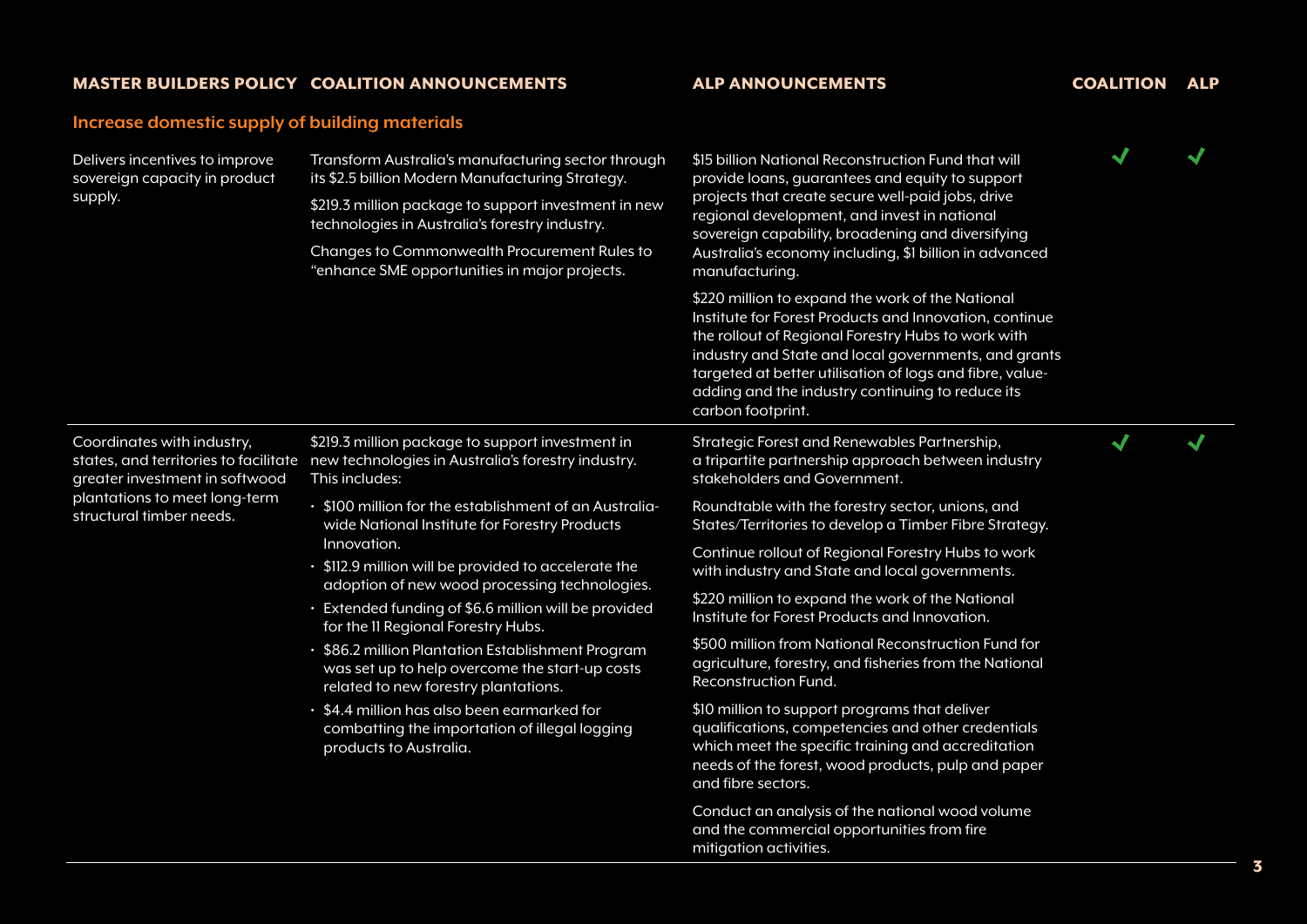| MASTER BUILDERS POLICY | COALITION ANNOUNCEMENTS | ALP ANNOUNCEMENTS | COALITION | ALP |
|---|---|---|---|---|
| **Increase domestic supply of building materials** | | | | |
| Delivers incentives to improve sovereign capacity in product supply. | Transform Australia's manufacturing sector through its $2.5 billion Modern Manufacturing Strategy.<br><br>$219.3 million package to support investment in new technologies in Australia's forestry industry.<br><br>Changes to Commonwealth Procurement Rules to "enhance SME opportunities in major projects. | $15 billion National Reconstruction Fund that will provide loans, guarantees and equity to support projects that create secure well-paid jobs, drive regional development, and invest in national sovereign capability, broadening and diversifying Australia's economy including, $1 billion in advanced manufacturing.<br><br>$220 million to expand the work of the National Institute for Forest Products and Innovation, continue the rollout of Regional Forestry Hubs to work with industry and State and local governments, and grants targeted at better utilisation of logs and fibre, value-adding and the industry continuing to reduce its carbon footprint. | ✓ | ✓ |
| Coordinates with industry, states, and territories to facilitate greater investment in softwood plantations to meet long-term structural timber needs. | $219.3 million package to support investment in new technologies in Australia's forestry industry. This includes:<br>• $100 million for the establishment of an Australia-wide National Institute for Forestry Products Innovation.<br>• $112.9 million will be provided to accelerate the adoption of new wood processing technologies.<br>• Extended funding of $6.6 million will be provided for the 11 Regional Forestry Hubs.<br>• $86.2 million Plantation Establishment Program was set up to help overcome the start-up costs related to new forestry plantations.<br>• $4.4 million has also been earmarked for combatting the importation of illegal logging products to Australia. | Strategic Forest and Renewables Partnership, a tripartite partnership approach between industry stakeholders and Government.<br><br>Roundtable with the forestry sector, unions, and States/Territories to develop a Timber Fibre Strategy.<br><br>Continue rollout of Regional Forestry Hubs to work with industry and State and local governments.<br><br>$220 million to expand the work of the National Institute for Forest Products and Innovation.<br><br>$500 million from National Reconstruction Fund for agriculture, forestry, and fisheries from the National Reconstruction Fund.<br><br>$10 million to support programs that deliver qualifications, competencies and other credentials which meet the specific training and accreditation needs of the forest, wood products, pulp and paper and fibre sectors.<br><br>Conduct an analysis of the national wood volume and the commercial opportunities from fire mitigation activities. | ✓ | ✓ |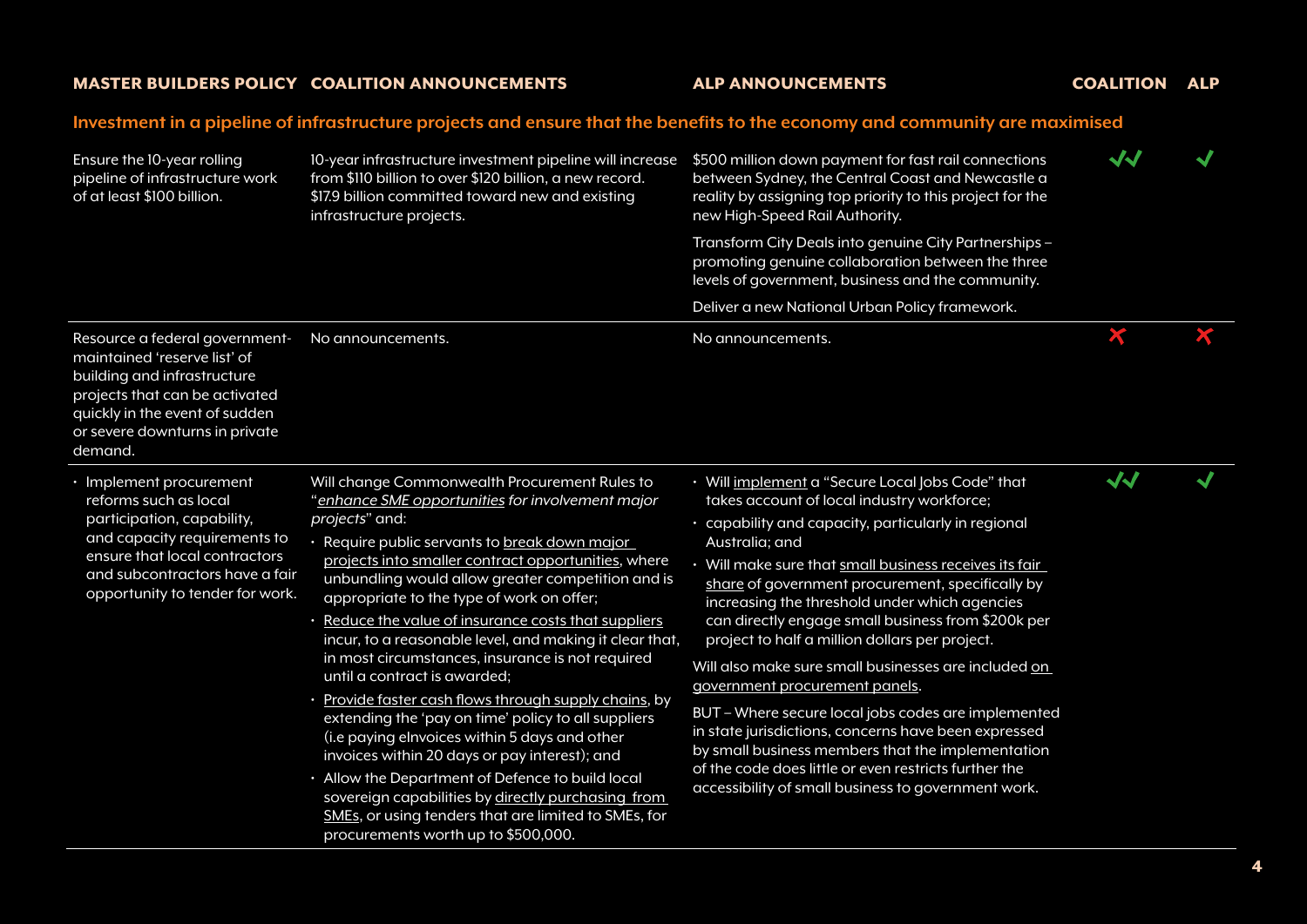| MASTER BUILDERS POLICY | COALITION ANNOUNCEMENTS | ALP ANNOUNCEMENTS | COALITION | ALP |
|---|---|---|---|---|
| **Investment in a pipeline of infrastructure projects and ensure that the benefits to the economy and community are maximised** | | | | |
| Ensure the 10-year rolling pipeline of infrastructure work of at least $100 billion. | 10-year infrastructure investment pipeline will increase from $110 billion to over $120 billion, a new record. $17.9 billion committed toward new and existing infrastructure projects. | $500 million down payment for fast rail connections between Sydney, the Central Coast and Newcastle a reality by assigning top priority to this project for the new High-Speed Rail Authority.<br><br>Transform City Deals into genuine City Partnerships – promoting genuine collaboration between the three levels of government, business and the community.<br><br>Deliver a new National Urban Policy framework. | ✔✔ | ✔ |
| Resource a federal government-maintained 'reserve list' of building and infrastructure projects that can be activated quickly in the event of sudden or severe downturns in private demand. | No announcements. | No announcements. | ✘ | ✘ |
| • Implement procurement reforms such as local participation, capability, and capacity requirements to ensure that local contractors and subcontractors have a fair opportunity to tender for work. | Will change Commonwealth Procurement Rules to "*enhance SME opportunities for involvement major projects*" and:<br>• Require public servants to break down major projects into smaller contract opportunities, where unbundling would allow greater competition and is appropriate to the type of work on offer;<br>• Reduce the value of insurance costs that suppliers incur, to a reasonable level, and making it clear that, in most circumstances, insurance is not required until a contract is awarded;<br>• Provide faster cash flows through supply chains, by extending the 'pay on time' policy to all suppliers (i.e paying eInvoices within 5 days and other invoices within 20 days or pay interest); and<br>• Allow the Department of Defence to build local sovereign capabilities by directly purchasing from SMEs, or using tenders that are limited to SMEs, for procurements worth up to $500,000. | • Will implement a "Secure Local Jobs Code" that takes account of local industry workforce;<br>• capability and capacity, particularly in regional Australia; and<br>• Will make sure that small business receives its fair share of government procurement, specifically by increasing the threshold under which agencies can directly engage small business from $200k per project to half a million dollars per project.<br><br>Will also make sure small businesses are included on government procurement panels.<br><br>BUT – Where secure local jobs codes are implemented in state jurisdictions, concerns have been expressed by small business members that the implementation of the code does little or even restricts further the accessibility of small business to government work. | ✔✔ | ✔ |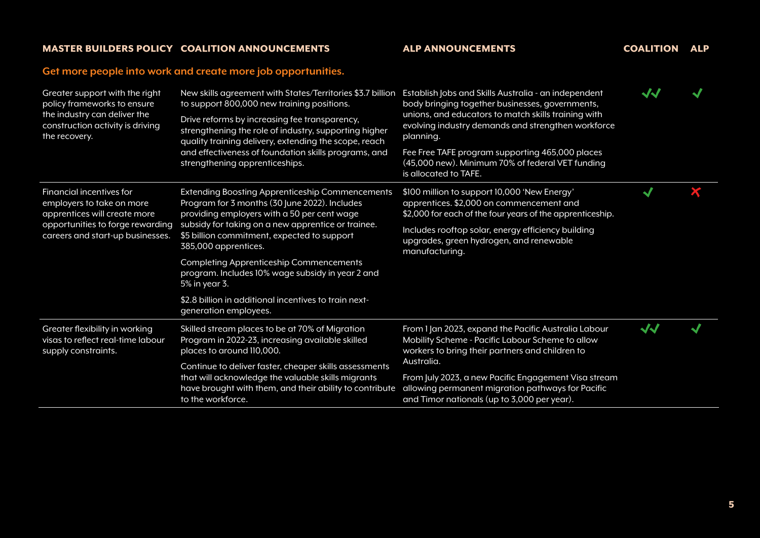| MASTER BUILDERS POLICY | COALITION ANNOUNCEMENTS | ALP ANNOUNCEMENTS | COALITION | ALP |
|---|---|---|---|---|
| **Get more people into work and create more job opportunities.** | | | | |
| Greater support with the right policy frameworks to ensure the industry can deliver the construction activity is driving the recovery. | New skills agreement with States/Territories $3.7 billion to support 800,000 new training positions. Drive reforms by increasing fee transparency, strengthening the role of industry, supporting higher quality training delivery, extending the scope, reach and effectiveness of foundation skills programs, and strengthening apprenticeships. | Establish Jobs and Skills Australia - an independent body bringing together businesses, governments, unions, and educators to match skills training with evolving industry demands and strengthen workforce planning. Fee Free TAFE program supporting 465,000 places (45,000 new). Minimum 70% of federal VET funding is allocated to TAFE. | ✔✔ | ✔ |
| Financial incentives for employers to take on more apprentices will create more opportunities to forge rewarding careers and start-up businesses. | Extending Boosting Apprenticeship Commencements Program for 3 months (30 June 2022). Includes providing employers with a 50 per cent wage subsidy for taking on a new apprentice or trainee. $5 billion commitment, expected to support 385,000 apprentices. Completing Apprenticeship Commencements program. Includes 10% wage subsidy in year 2 and 5% in year 3. $2.8 billion in additional incentives to train next-generation employees. | $100 million to support 10,000 'New Energy' apprentices. $2,000 on commencement and $2,000 for each of the four years of the apprenticeship. Includes rooftop solar, energy efficiency building upgrades, green hydrogen, and renewable manufacturing. | ✔ | ✘ |
| Greater flexibility in working visas to reflect real-time labour supply constraints. | Skilled stream places to be at 70% of Migration Program in 2022-23, increasing available skilled places to around 110,000. Continue to deliver faster, cheaper skills assessments that will acknowledge the valuable skills migrants have brought with them, and their ability to contribute to the workforce. | From 1 Jan 2023, expand the Pacific Australia Labour Mobility Scheme - Pacific Labour Scheme to allow workers to bring their partners and children to Australia. From July 2023, a new Pacific Engagement Visa stream allowing permanent migration pathways for Pacific and Timor nationals (up to 3,000 per year). | ✔✔ | ✔ |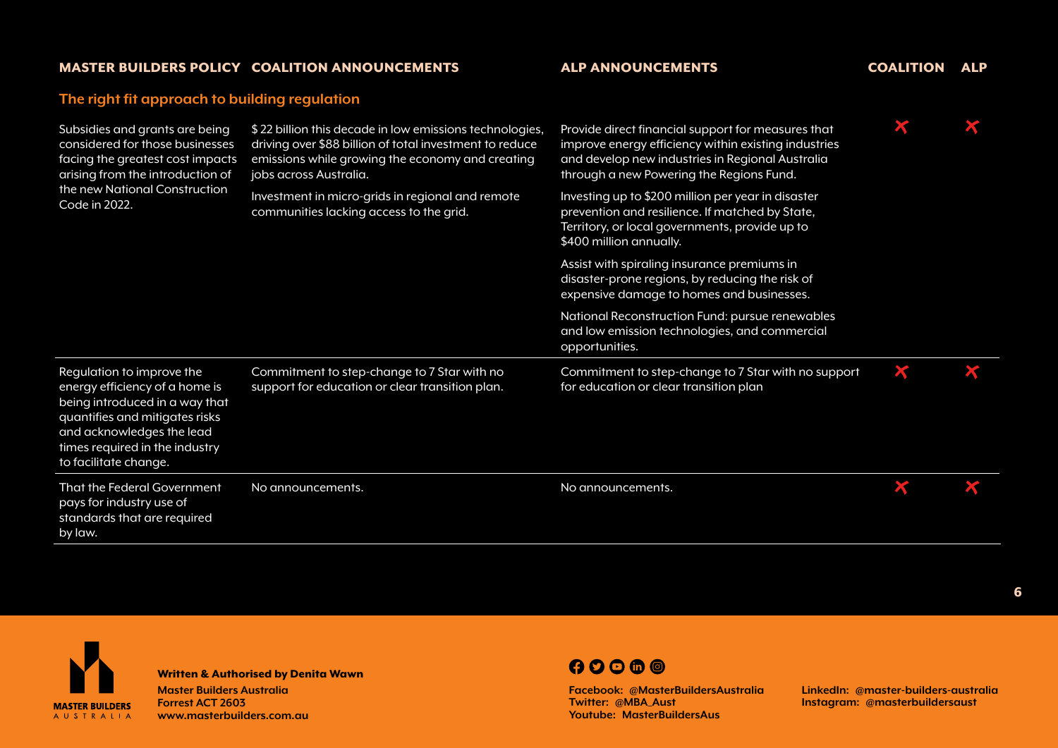| MASTER BUILDERS POLICY | COALITION ANNOUNCEMENTS | ALP ANNOUNCEMENTS | COALITION | ALP |
|---|---|---|---|---|
| **The right fit approach to building regulation** | | | | |
| Subsidies and grants are being considered for those businesses facing the greatest cost impacts arising from the introduction of the new National Construction Code in 2022. | $22 billion this decade in low emissions technologies, driving over $88 billion of total investment to reduce emissions while growing the economy and creating jobs across Australia.<br><br>Investment in micro-grids in regional and remote communities lacking access to the grid. | Provide direct financial support for measures that improve energy efficiency within existing industries and develop new industries in Regional Australia through a new Powering the Regions Fund.<br><br>Investing up to $200 million per year in disaster prevention and resilience. If matched by State, Territory, or local governments, provide up to $400 million annually.<br><br>Assist with spiraling insurance premiums in disaster-prone regions, by reducing the risk of expensive damage to homes and businesses.<br><br>National Reconstruction Fund: pursue renewables and low emission technologies, and commercial opportunities. | ✗ | ✗ |
| Regulation to improve the energy efficiency of a home is being introduced in a way that quantifies and mitigates risks and acknowledges the lead times required in the industry to facilitate change. | Commitment to step-change to 7 Star with no support for education or clear transition plan. | Commitment to step-change to 7 Star with no support for education or clear transition plan | ✗ | ✗ |
| That the Federal Government pays for industry use of standards that are required by law. | No announcements. | No announcements. | ✗ | ✗ |

**Written & Authorised by Denita Wawn**
**Master Builders Australia**
**Forrest ACT 2603**
**www.masterbuilders.com.au**

**Facebook: @MasterBuildersAustralia**
**Twitter: @MBA_Aust**
**Youtube: MasterBuildersAus**

**LinkedIn: @master-builders-australia**
**Instagram: @masterbuildersaust**